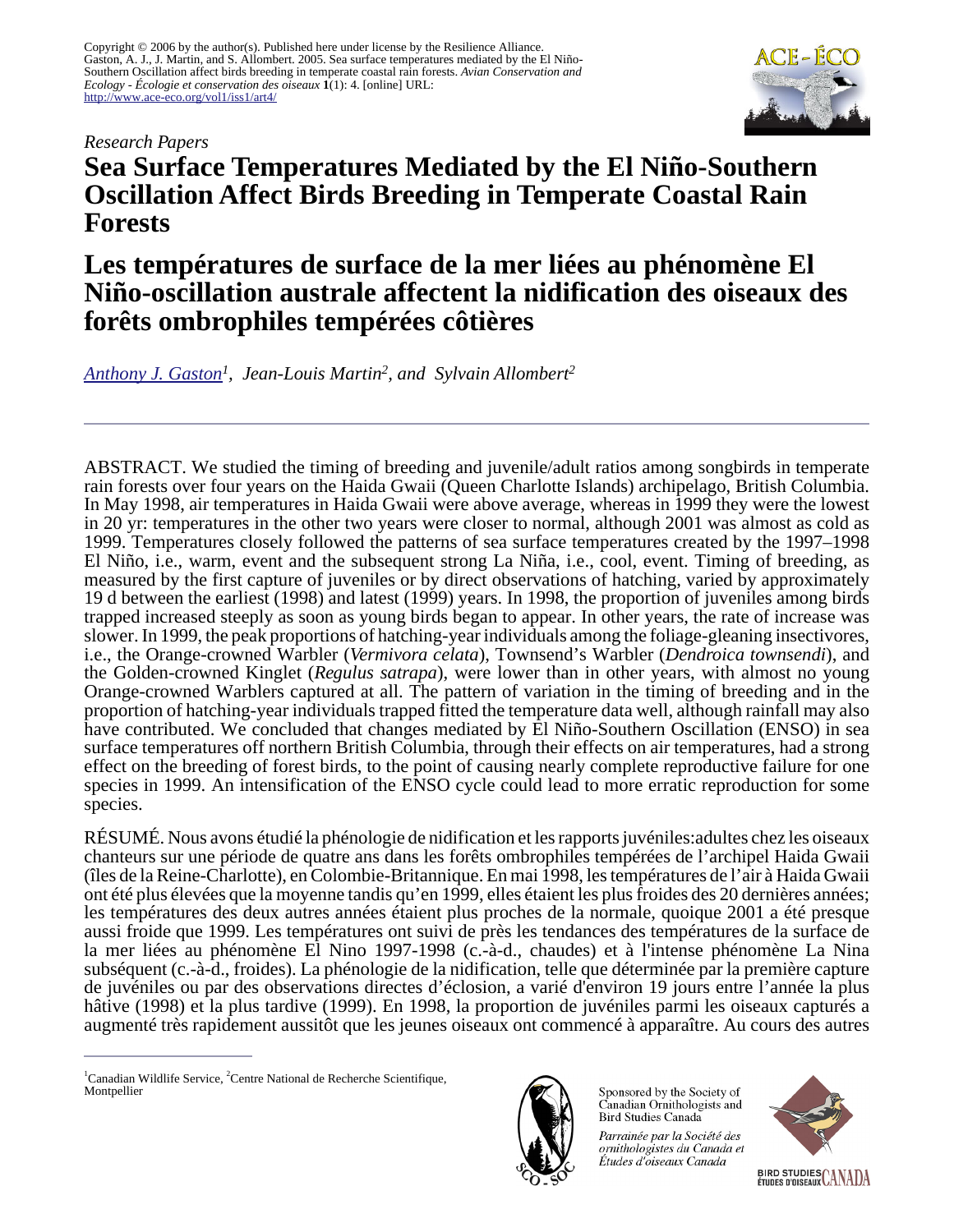Copyright © 2006 by the author(s). Published here under license by the Resilience Alliance.
Gaston, A. J., J. Martin, and S. Allombert. 2005. Sea surface temperatures mediated by the El Niño-Southern Oscillation affect birds breeding in temperate coastal rain forests. *Avian Conservation and Ecology - Écologie et conservation des oiseaux* **1**(1): 4. [online] URL: http://www.ace-eco.org/vol1/iss1/art4/

*Research Papers*

# Sea Surface Temperatures Mediated by the El Niño-Southern Oscillation Affect Birds Breeding in Temperate Coastal Rain Forests

# Les températures de surface de la mer liées au phénomène El Niño-oscillation australe affectent la nidification des oiseaux des forêts ombrophiles tempérées côtières

*Anthony J. Gaston[1], Jean-Louis Martin[2], and Sylvain Allombert[2]*

---

ABSTRACT. We studied the timing of breeding and juvenile/adult ratios among songbirds in temperate rain forests over four years on the Haida Gwaii (Queen Charlotte Islands) archipelago, British Columbia. In May 1998, air temperatures in Haida Gwaii were above average, whereas in 1999 they were the lowest in 20 yr: temperatures in the other two years were closer to normal, although 2001 was almost as cold as 1999. Temperatures closely followed the patterns of sea surface temperatures created by the 1997–1998 El Niño, i.e., warm, event and the subsequent strong La Niña, i.e., cool, event. Timing of breeding, as measured by the first capture of juveniles or by direct observations of hatching, varied by approximately 19 d between the earliest (1998) and latest (1999) years. In 1998, the proportion of juveniles among birds trapped increased steeply as soon as young birds began to appear. In other years, the rate of increase was slower. In 1999, the peak proportions of hatching-year individuals among the foliage-gleaning insectivores, i.e., the Orange-crowned Warbler (*Vermivora celata*), Townsend's Warbler (*Dendroica townsendi*), and the Golden-crowned Kinglet (*Regulus satrapa*), were lower than in other years, with almost no young Orange-crowned Warblers captured at all. The pattern of variation in the timing of breeding and in the proportion of hatching-year individuals trapped fitted the temperature data well, although rainfall may also have contributed. We concluded that changes mediated by El Niño-Southern Oscillation (ENSO) in sea surface temperatures off northern British Columbia, through their effects on air temperatures, had a strong effect on the breeding of forest birds, to the point of causing nearly complete reproductive failure for one species in 1999. An intensification of the ENSO cycle could lead to more erratic reproduction for some species.

RÉSUMÉ. Nous avons étudié la phénologie de nidification et les rapports juvéniles:adultes chez les oiseaux chanteurs sur une période de quatre ans dans les forêts ombrophiles tempérées de l'archipel Haida Gwaii (îles de la Reine-Charlotte), en Colombie-Britannique. En mai 1998, les températures de l'air à Haida Gwaii ont été plus élevées que la moyenne tandis qu'en 1999, elles étaient les plus froides des 20 dernières années; les températures des deux autres années étaient plus proches de la normale, quoique 2001 a été presque aussi froide que 1999. Les températures ont suivi de près les tendances des températures de la surface de la mer liées au phénomène El Nino 1997-1998 (c.-à-d., chaudes) et à l'intense phénomène La Nina subséquent (c.-à-d., froides). La phénologie de la nidification, telle que déterminée par la première capture de juvéniles ou par des observations directes d'éclosion, a varié d'environ 19 jours entre l'année la plus hâtive (1998) et la plus tardive (1999). En 1998, la proportion de juvéniles parmi les oiseaux capturés a augmenté très rapidement aussitôt que les jeunes oiseaux ont commencé à apparaître. Au cours des autres

---

[1]Canadian Wildlife Service, [2]Centre National de Recherche Scientifique, Montpellier

Sponsored by the Society of Canadian Ornithologists and Bird Studies Canada

*Parrainée par la Société des ornithologistes du Canada et Études d'oiseaux Canada*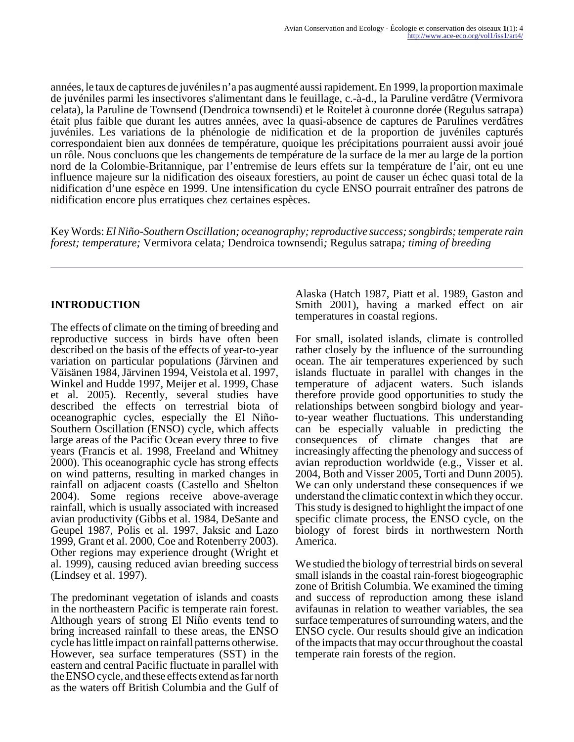années, le taux de captures de juvéniles n'a pas augmenté aussi rapidement. En 1999, la proportion maximale de juvéniles parmi les insectivores s'alimentant dans le feuillage, c.-à-d., la Paruline verdâtre (Vermivora celata), la Paruline de Townsend (Dendroica townsendi) et le Roitelet à couronne dorée (Regulus satrapa) était plus faible que durant les autres années, avec la quasi-absence de captures de Parulines verdâtres juvéniles. Les variations de la phénologie de nidification et de la proportion de juvéniles capturés correspondaient bien aux données de température, quoique les précipitations pourraient aussi avoir joué un rôle. Nous concluons que les changements de température de la surface de la mer au large de la portion nord de la Colombie-Britannique, par l'entremise de leurs effets sur la température de l'air, ont eu une influence majeure sur la nidification des oiseaux forestiers, au point de causer un échec quasi total de la nidification d'une espèce en 1999. Une intensification du cycle ENSO pourrait entraîner des patrons de nidification encore plus erratiques chez certaines espèces.

Key Words: *El Niño-Southern Oscillation; oceanography; reproductive success; songbirds; temperate rain forest; temperature;* Vermivora celata*;* Dendroica townsendi*;* Regulus satrapa*; timing of breeding*

## INTRODUCTION

The effects of climate on the timing of breeding and reproductive success in birds have often been described on the basis of the effects of year-to-year variation on particular populations (Järvinen and Väisänen 1984, Järvinen 1994, Veistola et al. 1997, Winkel and Hudde 1997, Meijer et al. 1999, Chase et al. 2005). Recently, several studies have described the effects on terrestrial biota of oceanographic cycles, especially the El Niño-Southern Oscillation (ENSO) cycle, which affects large areas of the Pacific Ocean every three to five years (Francis et al. 1998, Freeland and Whitney 2000). This oceanographic cycle has strong effects on wind patterns, resulting in marked changes in rainfall on adjacent coasts (Castello and Shelton 2004). Some regions receive above-average rainfall, which is usually associated with increased avian productivity (Gibbs et al. 1984, DeSante and Geupel 1987, Polis et al. 1997, Jaksic and Lazo 1999, Grant et al. 2000, Coe and Rotenberry 2003). Other regions may experience drought (Wright et al. 1999), causing reduced avian breeding success (Lindsey et al. 1997).

The predominant vegetation of islands and coasts in the northeastern Pacific is temperate rain forest. Although years of strong El Niño events tend to bring increased rainfall to these areas, the ENSO cycle has little impact on rainfall patterns otherwise. However, sea surface temperatures (SST) in the eastern and central Pacific fluctuate in parallel with the ENSO cycle, and these effects extend as far north as the waters off British Columbia and the Gulf of Alaska (Hatch 1987, Piatt et al. 1989, Gaston and Smith 2001), having a marked effect on air temperatures in coastal regions.

For small, isolated islands, climate is controlled rather closely by the influence of the surrounding ocean. The air temperatures experienced by such islands fluctuate in parallel with changes in the temperature of adjacent waters. Such islands therefore provide good opportunities to study the relationships between songbird biology and year-to-year weather fluctuations. This understanding can be especially valuable in predicting the consequences of climate changes that are increasingly affecting the phenology and success of avian reproduction worldwide (e.g., Visser et al. 2004, Both and Visser 2005, Torti and Dunn 2005). We can only understand these consequences if we understand the climatic context in which they occur. This study is designed to highlight the impact of one specific climate process, the ENSO cycle, on the biology of forest birds in northwestern North America.

We studied the biology of terrestrial birds on several small islands in the coastal rain-forest biogeographic zone of British Columbia. We examined the timing and success of reproduction among these island avifaunas in relation to weather variables, the sea surface temperatures of surrounding waters, and the ENSO cycle. Our results should give an indication of the impacts that may occur throughout the coastal temperate rain forests of the region.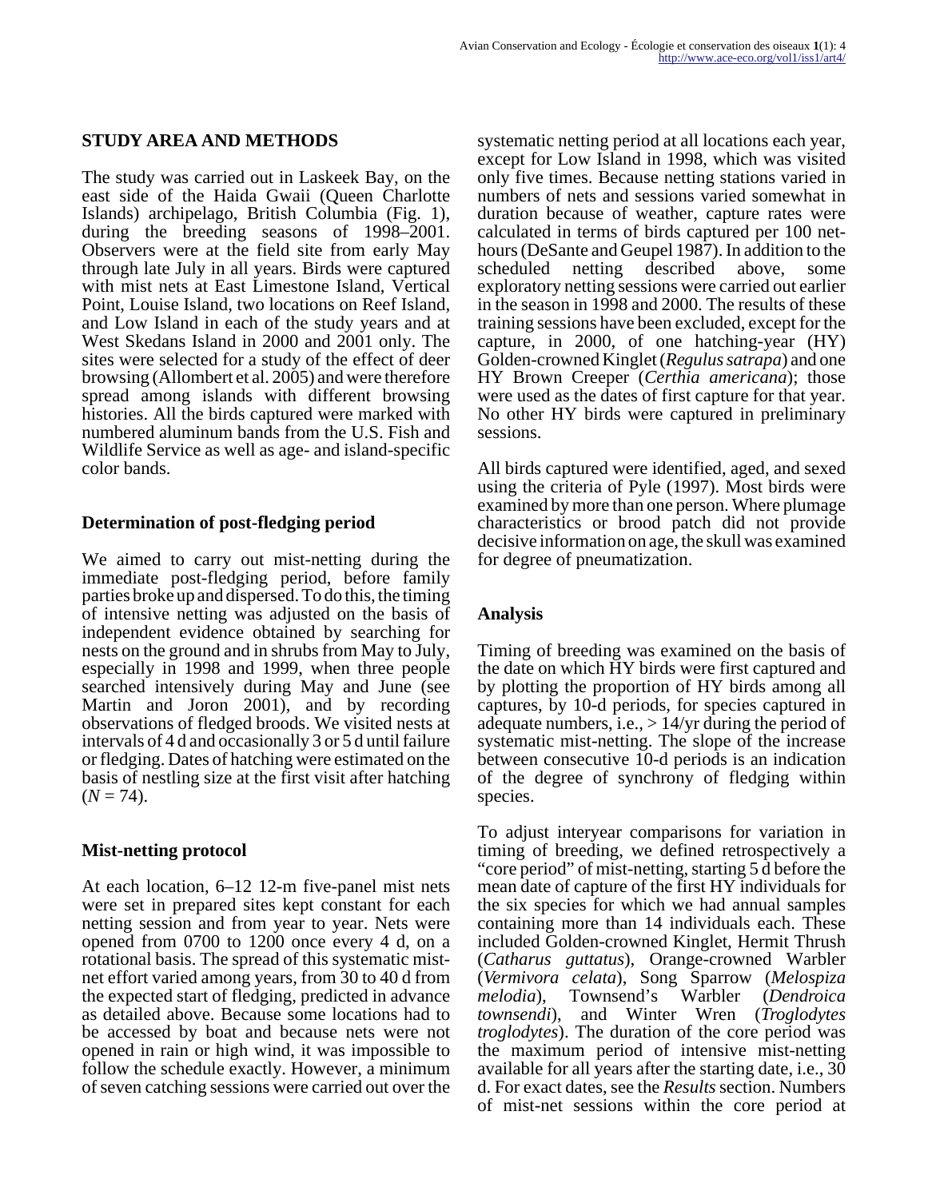## STUDY AREA AND METHODS

The study was carried out in Laskeek Bay, on the east side of the Haida Gwaii (Queen Charlotte Islands) archipelago, British Columbia (Fig. 1), during the breeding seasons of 1998–2001. Observers were at the field site from early May through late July in all years. Birds were captured with mist nets at East Limestone Island, Vertical Point, Louise Island, two locations on Reef Island, and Low Island in each of the study years and at West Skedans Island in 2000 and 2001 only. The sites were selected for a study of the effect of deer browsing (Allombert et al. 2005) and were therefore spread among islands with different browsing histories. All the birds captured were marked with numbered aluminum bands from the U.S. Fish and Wildlife Service as well as age- and island-specific color bands.

### Determination of post-fledging period

We aimed to carry out mist-netting during the immediate post-fledging period, before family parties broke up and dispersed. To do this, the timing of intensive netting was adjusted on the basis of independent evidence obtained by searching for nests on the ground and in shrubs from May to July, especially in 1998 and 1999, when three people searched intensively during May and June (see Martin and Joron 2001), and by recording observations of fledged broods. We visited nests at intervals of 4 d and occasionally 3 or 5 d until failure or fledging. Dates of hatching were estimated on the basis of nestling size at the first visit after hatching ($N = 74$).

### Mist-netting protocol

At each location, 6–12 12-m five-panel mist nets were set in prepared sites kept constant for each netting session and from year to year. Nets were opened from 0700 to 1200 once every 4 d, on a rotational basis. The spread of this systematic mist-net effort varied among years, from 30 to 40 d from the expected start of fledging, predicted in advance as detailed above. Because some locations had to be accessed by boat and because nets were not opened in rain or high wind, it was impossible to follow the schedule exactly. However, a minimum of seven catching sessions were carried out over the systematic netting period at all locations each year, except for Low Island in 1998, which was visited only five times. Because netting stations varied in numbers of nets and sessions varied somewhat in duration because of weather, capture rates were calculated in terms of birds captured per 100 net-hours (DeSante and Geupel 1987). In addition to the scheduled netting described above, some exploratory netting sessions were carried out earlier in the season in 1998 and 2000. The results of these training sessions have been excluded, except for the capture, in 2000, of one hatching-year (HY) Golden-crowned Kinglet (*Regulus satrapa*) and one HY Brown Creeper (*Certhia americana*); those were used as the dates of first capture for that year. No other HY birds were captured in preliminary sessions.

All birds captured were identified, aged, and sexed using the criteria of Pyle (1997). Most birds were examined by more than one person. Where plumage characteristics or brood patch did not provide decisive information on age, the skull was examined for degree of pneumatization.

### Analysis

Timing of breeding was examined on the basis of the date on which HY birds were first captured and by plotting the proportion of HY birds among all captures, by 10-d periods, for species captured in adequate numbers, i.e., > 14/yr during the period of systematic mist-netting. The slope of the increase between consecutive 10-d periods is an indication of the degree of synchrony of fledging within species.

To adjust interyear comparisons for variation in timing of breeding, we defined retrospectively a “core period” of mist-netting, starting 5 d before the mean date of capture of the first HY individuals for the six species for which we had annual samples containing more than 14 individuals each. These included Golden-crowned Kinglet, Hermit Thrush (*Catharus guttatus*), Orange-crowned Warbler (*Vermivora celata*), Song Sparrow (*Melospiza melodia*), Townsend’s Warbler (*Dendroica townsendi*), and Winter Wren (*Troglodytes troglodytes*). The duration of the core period was the maximum period of intensive mist-netting available for all years after the starting date, i.e., 30 d. For exact dates, see the *Results* section. Numbers of mist-net sessions within the core period at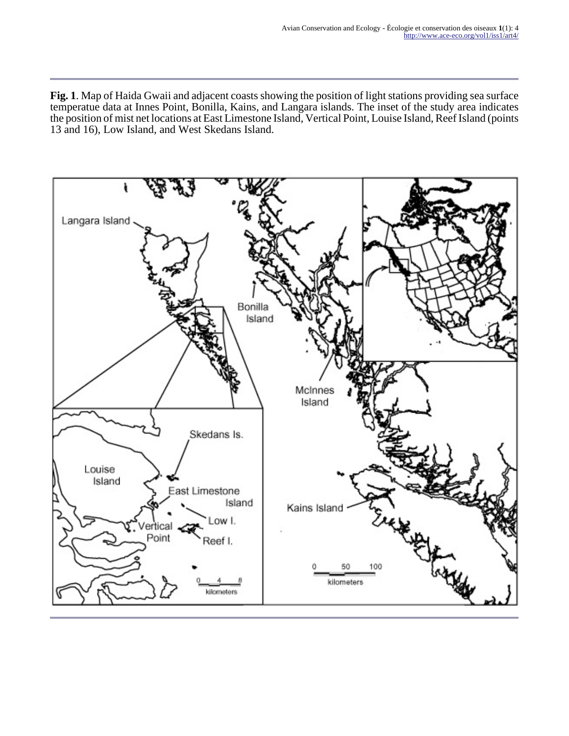**Fig. 1**. Map of Haida Gwaii and adjacent coasts showing the position of light stations providing sea surface temperatue data at Innes Point, Bonilla, Kains, and Langara islands. The inset of the study area indicates the position of mist net locations at East Limestone Island, Vertical Point, Louise Island, Reef Island (points 13 and 16), Low Island, and West Skedans Island.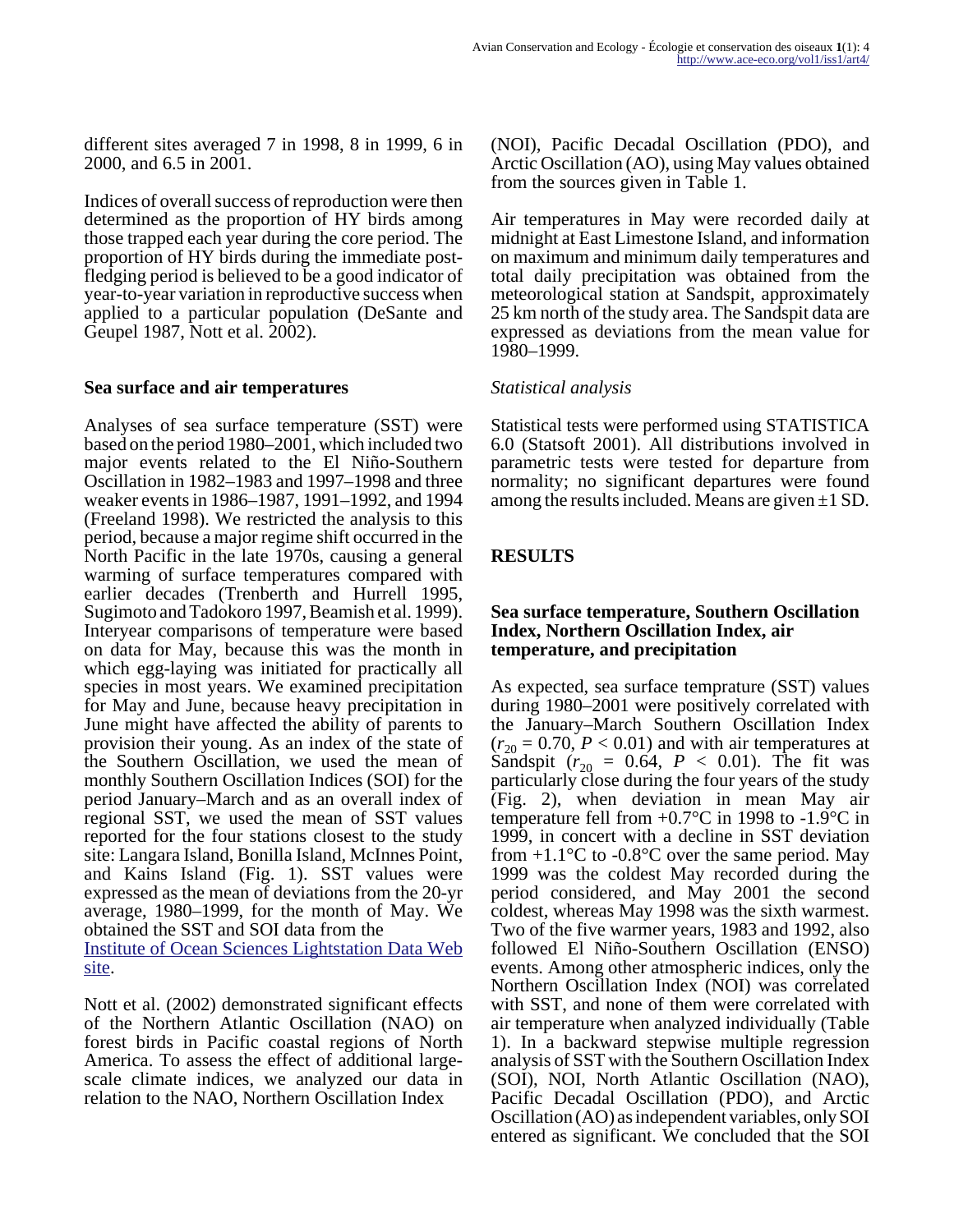different sites averaged 7 in 1998, 8 in 1999, 6 in 2000, and 6.5 in 2001.

Indices of overall success of reproduction were then determined as the proportion of HY birds among those trapped each year during the core period. The proportion of HY birds during the immediate post-fledging period is believed to be a good indicator of year-to-year variation in reproductive success when applied to a particular population (DeSante and Geupel 1987, Nott et al. 2002).

### Sea surface and air temperatures

Analyses of sea surface temperature (SST) were based on the period 1980–2001, which included two major events related to the El Niño-Southern Oscillation in 1982–1983 and 1997–1998 and three weaker events in 1986–1987, 1991–1992, and 1994 (Freeland 1998). We restricted the analysis to this period, because a major regime shift occurred in the North Pacific in the late 1970s, causing a general warming of surface temperatures compared with earlier decades (Trenberth and Hurrell 1995, Sugimoto and Tadokoro 1997, Beamish et al. 1999). Interyear comparisons of temperature were based on data for May, because this was the month in which egg-laying was initiated for practically all species in most years. We examined precipitation for May and June, because heavy precipitation in June might have affected the ability of parents to provision their young. As an index of the state of the Southern Oscillation, we used the mean of monthly Southern Oscillation Indices (SOI) for the period January–March and as an overall index of regional SST, we used the mean of SST values reported for the four stations closest to the study site: Langara Island, Bonilla Island, McInnes Point, and Kains Island (Fig. 1). SST values were expressed as the mean of deviations from the 20-yr average, 1980–1999, for the month of May. We obtained the SST and SOI data from the [Institute of Ocean Sciences Lightstation Data Web site](#).

Nott et al. (2002) demonstrated significant effects of the Northern Atlantic Oscillation (NAO) on forest birds in Pacific coastal regions of North America. To assess the effect of additional large-scale climate indices, we analyzed our data in relation to the NAO, Northern Oscillation Index (NOI), Pacific Decadal Oscillation (PDO), and Arctic Oscillation (AO), using May values obtained from the sources given in Table 1.

Air temperatures in May were recorded daily at midnight at East Limestone Island, and information on maximum and minimum daily temperatures and total daily precipitation was obtained from the meteorological station at Sandspit, approximately 25 km north of the study area. The Sandspit data are expressed as deviations from the mean value for 1980–1999.

*Statistical analysis*

Statistical tests were performed using STATISTICA 6.0 (Statsoft 2001). All distributions involved in parametric tests were tested for departure from normality; no significant departures were found among the results included. Means are given ±1 SD.

## RESULTS

### Sea surface temperature, Southern Oscillation Index, Northern Oscillation Index, air temperature, and precipitation

As expected, sea surface temprature (SST) values during 1980–2001 were positively correlated with the January–March Southern Oscillation Index ($r_{20} = 0.70$, $P < 0.01$) and with air temperatures at Sandspit ($r_{20} = 0.64$, $P < 0.01$). The fit was particularly close during the four years of the study (Fig. 2), when deviation in mean May air temperature fell from +0.7°C in 1998 to -1.9°C in 1999, in concert with a decline in SST deviation from +1.1°C to -0.8°C over the same period. May 1999 was the coldest May recorded during the period considered, and May 2001 the second coldest, whereas May 1998 was the sixth warmest. Two of the five warmer years, 1983 and 1992, also followed El Niño-Southern Oscillation (ENSO) events. Among other atmospheric indices, only the Northern Oscillation Index (NOI) was correlated with SST, and none of them were correlated with air temperature when analyzed individually (Table 1). In a backward stepwise multiple regression analysis of SST with the Southern Oscillation Index (SOI), NOI, North Atlantic Oscillation (NAO), Pacific Decadal Oscillation (PDO), and Arctic Oscillation (AO) as independent variables, only SOI entered as significant. We concluded that the SOI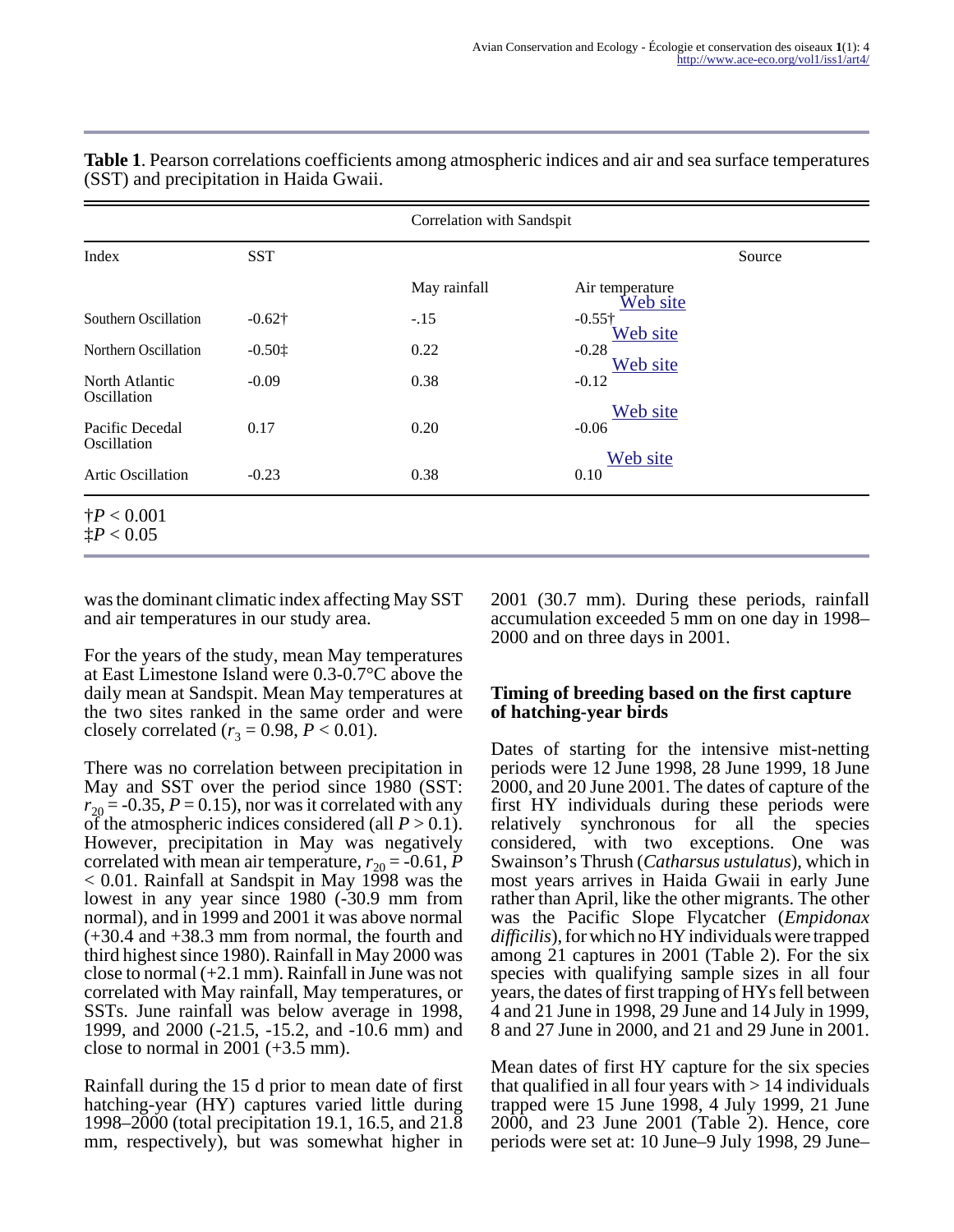**Table 1**. Pearson correlations coefficients among atmospheric indices and air and sea surface temperatures (SST) and precipitation in Haida Gwaii.

| Index | Correlation with Sandspit | | | Source |
|---|---|---|---|---|
| | SST | May rainfall | Air temperature | |
| Southern Oscillation | -0.62† | -.15 | -0.55† | Web site |
| Northern Oscillation | -0.50‡ | 0.22 | -0.28 | Web site |
| North Atlantic Oscillation | -0.09 | 0.38 | -0.12 | Web site |
| Pacific Decedal Oscillation | 0.17 | 0.20 | -0.06 | Web site |
| Artic Oscillation | -0.23 | 0.38 | 0.10 | Web site |

†$P < 0.001$
‡$P < 0.05$

was the dominant climatic index affecting May SST and air temperatures in our study area.

For the years of the study, mean May temperatures at East Limestone Island were 0.3-0.7°C above the daily mean at Sandspit. Mean May temperatures at the two sites ranked in the same order and were closely correlated ($r_3 = 0.98$, $P < 0.01$).

There was no correlation between precipitation in May and SST over the period since 1980 (SST: $r_{20} = -0.35$, $P = 0.15$), nor was it correlated with any of the atmospheric indices considered (all $P > 0.1$). However, precipitation in May was negatively correlated with mean air temperature, $r_{20} = -0.61$, $P < 0.01$. Rainfall at Sandspit in May 1998 was the lowest in any year since 1980 (-30.9 mm from normal), and in 1999 and 2001 it was above normal (+30.4 and +38.3 mm from normal, the fourth and third highest since 1980). Rainfall in May 2000 was close to normal (+2.1 mm). Rainfall in June was not correlated with May rainfall, May temperatures, or SSTs. June rainfall was below average in 1998, 1999, and 2000 (-21.5, -15.2, and -10.6 mm) and close to normal in 2001 (+3.5 mm).

Rainfall during the 15 d prior to mean date of first hatching-year (HY) captures varied little during 1998–2000 (total precipitation 19.1, 16.5, and 21.8 mm, respectively), but was somewhat higher in 2001 (30.7 mm). During these periods, rainfall accumulation exceeded 5 mm on one day in 1998–2000 and on three days in 2001.

### Timing of breeding based on the first capture of hatching-year birds

Dates of starting for the intensive mist-netting periods were 12 June 1998, 28 June 1999, 18 June 2000, and 20 June 2001. The dates of capture of the first HY individuals during these periods were relatively synchronous for all the species considered, with two exceptions. One was Swainson's Thrush (*Catharsus ustulatus*), which in most years arrives in Haida Gwaii in early June rather than April, like the other migrants. The other was the Pacific Slope Flycatcher (*Empidonax difficilis*), for which no HY individuals were trapped among 21 captures in 2001 (Table 2). For the six species with qualifying sample sizes in all four years, the dates of first trapping of HYs fell between 4 and 21 June in 1998, 29 June and 14 July in 1999, 8 and 27 June in 2000, and 21 and 29 June in 2001.

Mean dates of first HY capture for the six species that qualified in all four years with > 14 individuals trapped were 15 June 1998, 4 July 1999, 21 June 2000, and 23 June 2001 (Table 2). Hence, core periods were set at: 10 June–9 July 1998, 29 June–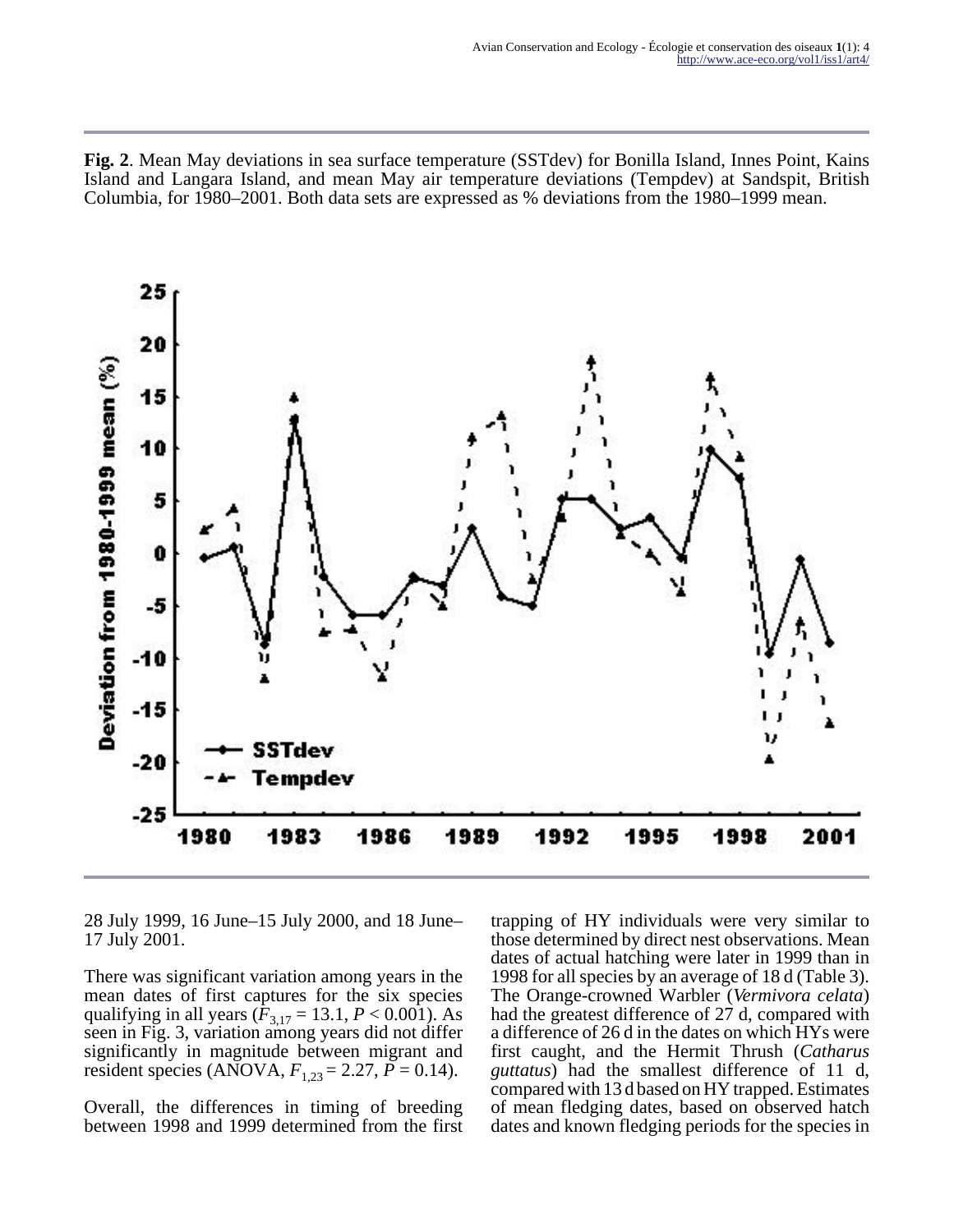**Fig. 2**. Mean May deviations in sea surface temperature (SSTdev) for Bonilla Island, Innes Point, Kains Island and Langara Island, and mean May air temperature deviations (Tempdev) at Sandspit, British Columbia, for 1980–2001. Both data sets are expressed as % deviations from the 1980–1999 mean.

28 July 1999, 16 June–15 July 2000, and 18 June–17 July 2001.

There was significant variation among years in the mean dates of first captures for the six species qualifying in all years ($F_{3,17} = 13.1$, $P < 0.001$). As seen in Fig. 3, variation among years did not differ significantly in magnitude between migrant and resident species (ANOVA, $F_{1,23} = 2.27$, $P = 0.14$).

Overall, the differences in timing of breeding between 1998 and 1999 determined from the first trapping of HY individuals were very similar to those determined by direct nest observations. Mean dates of actual hatching were later in 1999 than in 1998 for all species by an average of 18 d (Table 3). The Orange-crowned Warbler (*Vermivora celata*) had the greatest difference of 27 d, compared with a difference of 26 d in the dates on which HYs were first caught, and the Hermit Thrush (*Catharus guttatus*) had the smallest difference of 11 d, compared with 13 d based on HY trapped. Estimates of mean fledging dates, based on observed hatch dates and known fledging periods for the species in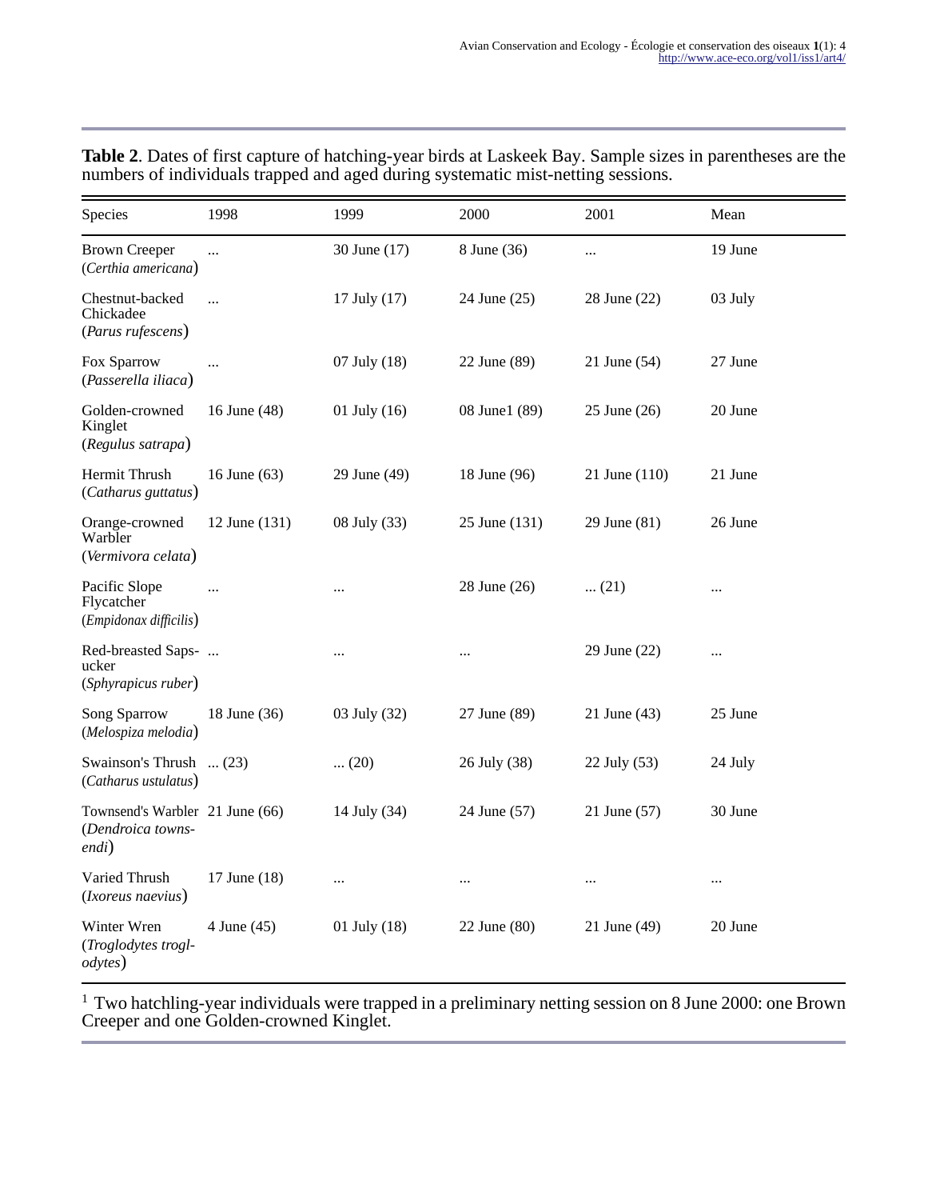**Table 2**. Dates of first capture of hatching-year birds at Laskeek Bay. Sample sizes in parentheses are the numbers of individuals trapped and aged during systematic mist-netting sessions.

| Species | 1998 | 1999 | 2000 | 2001 | Mean |
|---|---|---|---|---|---|
| Brown Creeper (*Certhia americana*) | ... | 30 June (17) | 8 June (36) | ... | 19 June |
| Chestnut-backed Chickadee (*Parus rufescens*) | ... | 17 July (17) | 24 June (25) | 28 June (22) | 03 July |
| Fox Sparrow (*Passerella iliaca*) | ... | 07 July (18) | 22 June (89) | 21 June (54) | 27 June |
| Golden-crowned Kinglet (*Regulus satrapa*) | 16 June (48) | 01 July (16) | 08 June[1] (89) | 25 June (26) | 20 June |
| Hermit Thrush (*Catharus guttatus*) | 16 June (63) | 29 June (49) | 18 June (96) | 21 June (110) | 21 June |
| Orange-crowned Warbler (*Vermivora celata*) | 12 June (131) | 08 July (33) | 25 June (131) | 29 June (81) | 26 June |
| Pacific Slope Flycatcher (*Empidonax difficilis*) | ... | ... | 28 June (26) | ... (21) | ... |
| Red-breasted Sapsucker (*Sphyrapicus ruber*) | ... | ... | ... | 29 June (22) | ... |
| Song Sparrow (*Melospiza melodia*) | 18 June (36) | 03 July (32) | 27 June (89) | 21 June (43) | 25 June |
| Swainson's Thrush (*Catharus ustulatus*) | ... (23) | ... (20) | 26 July (38) | 22 July (53) | 24 July |
| Townsend's Warbler (*Dendroica townsendi*) | 21 June (66) | 14 July (34) | 24 June (57) | 21 June (57) | 30 June |
| Varied Thrush (*Ixoreus naevius*) | 17 June (18) | ... | ... | ... | ... |
| Winter Wren (*Troglodytes troglodytes*) | 4 June (45) | 01 July (18) | 22 June (80) | 21 June (49) | 20 June |

[1] Two hatchling-year individuals were trapped in a preliminary netting session on 8 June 2000: one Brown Creeper and one Golden-crowned Kinglet.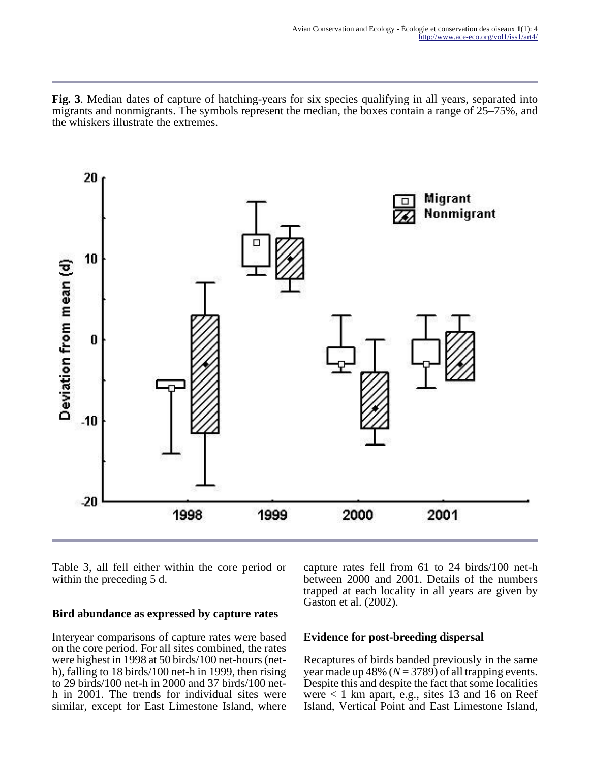**Fig. 3**. Median dates of capture of hatching-years for six species qualifying in all years, separated into migrants and nonmigrants. The symbols represent the median, the boxes contain a range of 25–75%, and the whiskers illustrate the extremes.

Table 3, all fell either within the core period or within the preceding 5 d.

### Bird abundance as expressed by capture rates

Interyear comparisons of capture rates were based on the core period. For all sites combined, the rates were highest in 1998 at 50 birds/100 net-hours (net-h), falling to 18 birds/100 net-h in 1999, then rising to 29 birds/100 net-h in 2000 and 37 birds/100 net-h in 2001. The trends for individual sites were similar, except for East Limestone Island, where capture rates fell from 61 to 24 birds/100 net-h between 2000 and 2001. Details of the numbers trapped at each locality in all years are given by Gaston et al. (2002).

### Evidence for post-breeding dispersal

Recaptures of birds banded previously in the same year made up 48% ($N = 3789$) of all trapping events. Despite this and despite the fact that some localities were < 1 km apart, e.g., sites 13 and 16 on Reef Island, Vertical Point and East Limestone Island,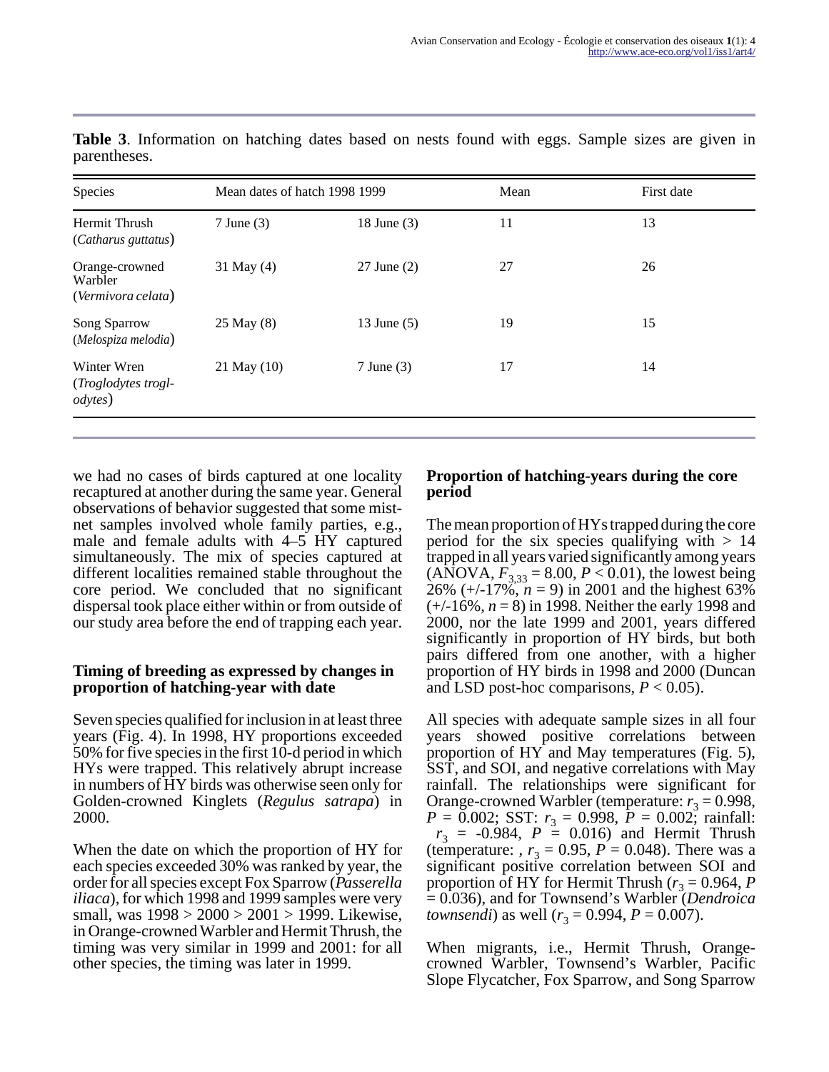**Table 3**. Information on hatching dates based on nests found with eggs. Sample sizes are given in parentheses.

| Species | Mean dates of hatch 1998 | 1999 | Mean | First date |
|---|---|---|---|---|
| Hermit Thrush (*Catharus guttatus*) | 7 June (3) | 18 June (3) | 11 | 13 |
| Orange-crowned Warbler (*Vermivora celata*) | 31 May (4) | 27 June (2) | 27 | 26 |
| Song Sparrow (*Melospiza melodia*) | 25 May (8) | 13 June (5) | 19 | 15 |
| Winter Wren (*Troglodytes troglodytes*) | 21 May (10) | 7 June (3) | 17 | 14 |

we had no cases of birds captured at one locality recaptured at another during the same year. General observations of behavior suggested that some mist-net samples involved whole family parties, e.g., male and female adults with 4–5 HY captured simultaneously. The mix of species captured at different localities remained stable throughout the core period. We concluded that no significant dispersal took place either within or from outside of our study area before the end of trapping each year.

### Timing of breeding as expressed by changes in proportion of hatching-year with date

Seven species qualified for inclusion in at least three years (Fig. 4). In 1998, HY proportions exceeded 50% for five species in the first 10-d period in which HYs were trapped. This relatively abrupt increase in numbers of HY birds was otherwise seen only for Golden-crowned Kinglets (*Regulus satrapa*) in 2000.

When the date on which the proportion of HY for each species exceeded 30% was ranked by year, the order for all species except Fox Sparrow (*Passerella iliaca*), for which 1998 and 1999 samples were very small, was 1998 > 2000 > 2001 > 1999. Likewise, in Orange-crowned Warbler and Hermit Thrush, the timing was very similar in 1999 and 2001: for all other species, the timing was later in 1999.

### Proportion of hatching-years during the core period

The mean proportion of HYs trapped during the core period for the six species qualifying with > 14 trapped in all years varied significantly among years (ANOVA, $F_{3,33} = 8.00$, $P < 0.01$), the lowest being 26% (+/-17%, $n = 9$) in 2001 and the highest 63% (+/-16%, $n = 8$) in 1998. Neither the early 1998 and 2000, nor the late 1999 and 2001, years differed significantly in proportion of HY birds, but both pairs differed from one another, with a higher proportion of HY birds in 1998 and 2000 (Duncan and LSD post-hoc comparisons, $P < 0.05$).

All species with adequate sample sizes in all four years showed positive correlations between proportion of HY and May temperatures (Fig. 5), SST, and SOI, and negative correlations with May rainfall. The relationships were significant for Orange-crowned Warbler (temperature: $r_3 = 0.998$, $P = 0.002$; SST: $r_3 = 0.998$, $P = 0.002$; rainfall: $r_3 = -0.984$, $P = 0.016$) and Hermit Thrush (temperature: , $r_3 = 0.95$, $P = 0.048$). There was a significant positive correlation between SOI and proportion of HY for Hermit Thrush ($r_3 = 0.964$, $P = 0.036$), and for Townsend's Warbler (*Dendroica townsendi*) as well ($r_3 = 0.994$, $P = 0.007$).

When migrants, i.e., Hermit Thrush, Orange-crowned Warbler, Townsend's Warbler, Pacific Slope Flycatcher, Fox Sparrow, and Song Sparrow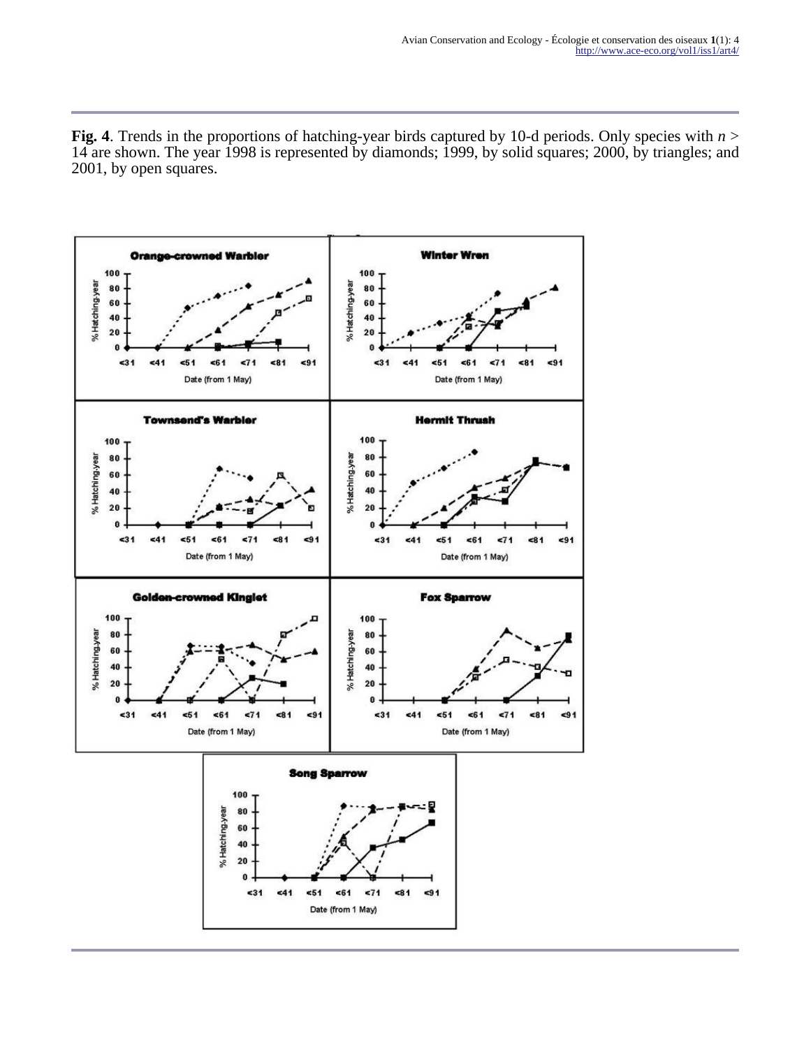**Fig. 4**. Trends in the proportions of hatching-year birds captured by 10-d periods. Only species with $n > 14$ are shown. The year 1998 is represented by diamonds; 1999, by solid squares; 2000, by triangles; and 2001, by open squares.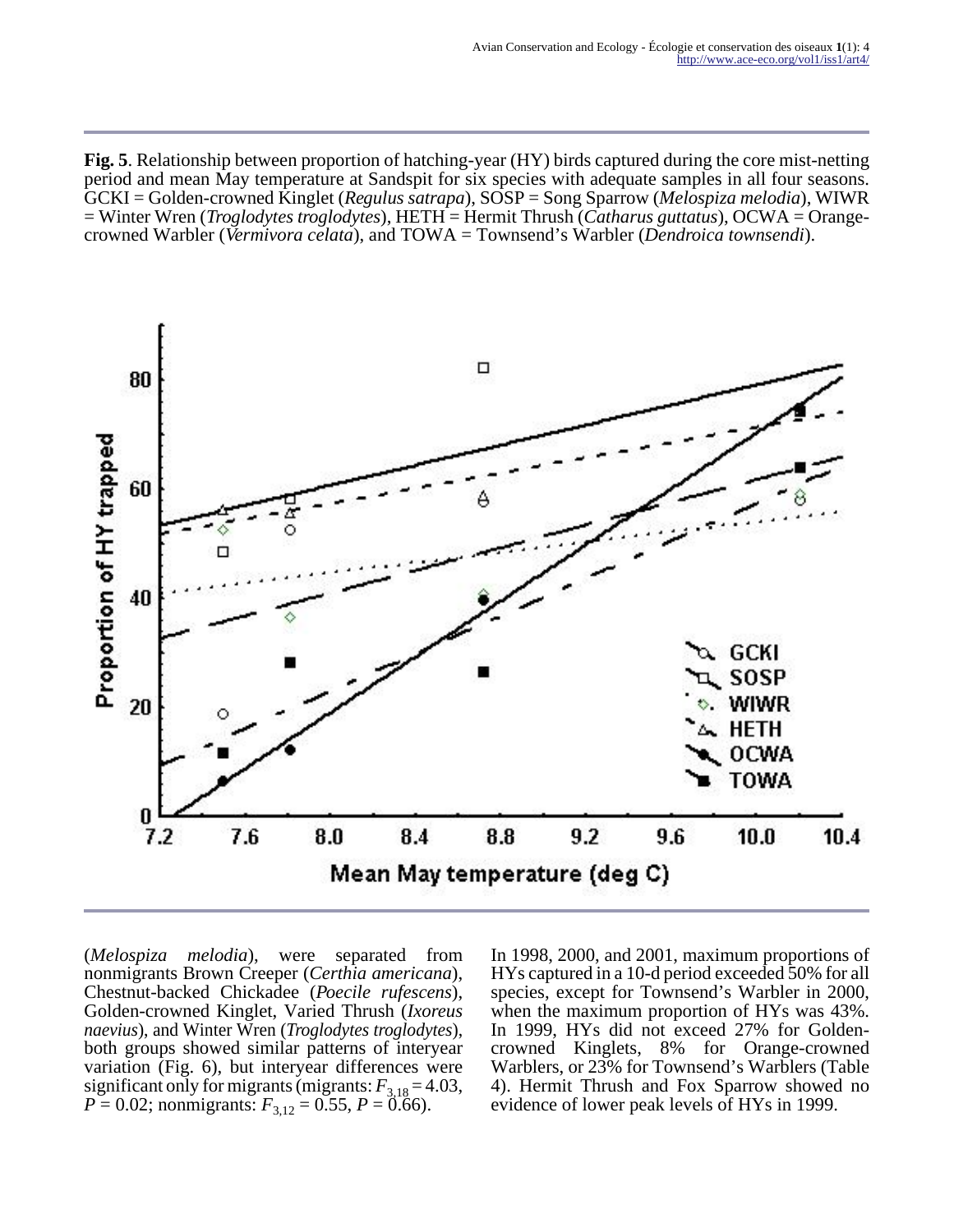**Fig. 5**. Relationship between proportion of hatching-year (HY) birds captured during the core mist-netting period and mean May temperature at Sandspit for six species with adequate samples in all four seasons. GCKI = Golden-crowned Kinglet (*Regulus satrapa*), SOSP = Song Sparrow (*Melospiza melodia*), WIWR = Winter Wren (*Troglodytes troglodytes*), HETH = Hermit Thrush (*Catharus guttatus*), OCWA = Orange-crowned Warbler (*Vermivora celata*), and TOWA = Townsend's Warbler (*Dendroica townsendi*).

(*Melospiza melodia*), were separated from nonmigrants Brown Creeper (*Certhia americana*), Chestnut-backed Chickadee (*Poecile rufescens*), Golden-crowned Kinglet, Varied Thrush (*Ixoreus naevius*), and Winter Wren (*Troglodytes troglodytes*), both groups showed similar patterns of interyear variation (Fig. 6), but interyear differences were significant only for migrants (migrants: $F_{3,18} = 4.03$, $P = 0.02$; nonmigrants: $F_{3,12} = 0.55$, $P = 0.66$).

In 1998, 2000, and 2001, maximum proportions of HYs captured in a 10-d period exceeded 50% for all species, except for Townsend's Warbler in 2000, when the maximum proportion of HYs was 43%. In 1999, HYs did not exceed 27% for Golden-crowned Kinglets, 8% for Orange-crowned Warblers, or 23% for Townsend's Warblers (Table 4). Hermit Thrush and Fox Sparrow showed no evidence of lower peak levels of HYs in 1999.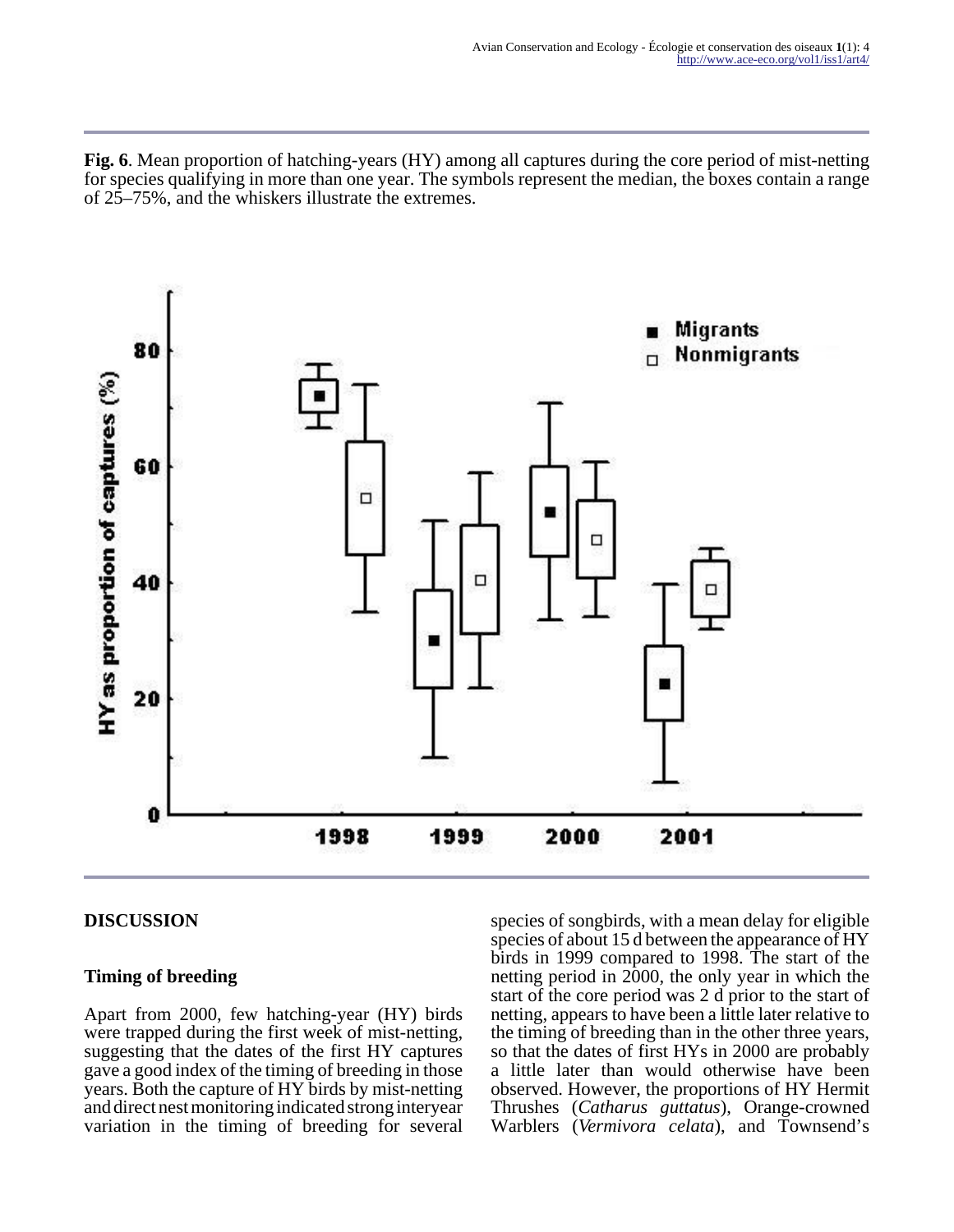**Fig. 6**. Mean proportion of hatching-years (HY) among all captures during the core period of mist-netting for species qualifying in more than one year. The symbols represent the median, the boxes contain a range of 25–75%, and the whiskers illustrate the extremes.

## DISCUSSION

### Timing of breeding

Apart from 2000, few hatching-year (HY) birds were trapped during the first week of mist-netting, suggesting that the dates of the first HY captures gave a good index of the timing of breeding in those years. Both the capture of HY birds by mist-netting and direct nest monitoring indicated strong interyear variation in the timing of breeding for several species of songbirds, with a mean delay for eligible species of about 15 d between the appearance of HY birds in 1999 compared to 1998. The start of the netting period in 2000, the only year in which the start of the core period was 2 d prior to the start of netting, appears to have been a little later relative to the timing of breeding than in the other three years, so that the dates of first HYs in 2000 are probably a little later than would otherwise have been observed. However, the proportions of HY Hermit Thrushes (*Catharus guttatus*), Orange-crowned Warblers (*Vermivora celata*), and Townsend's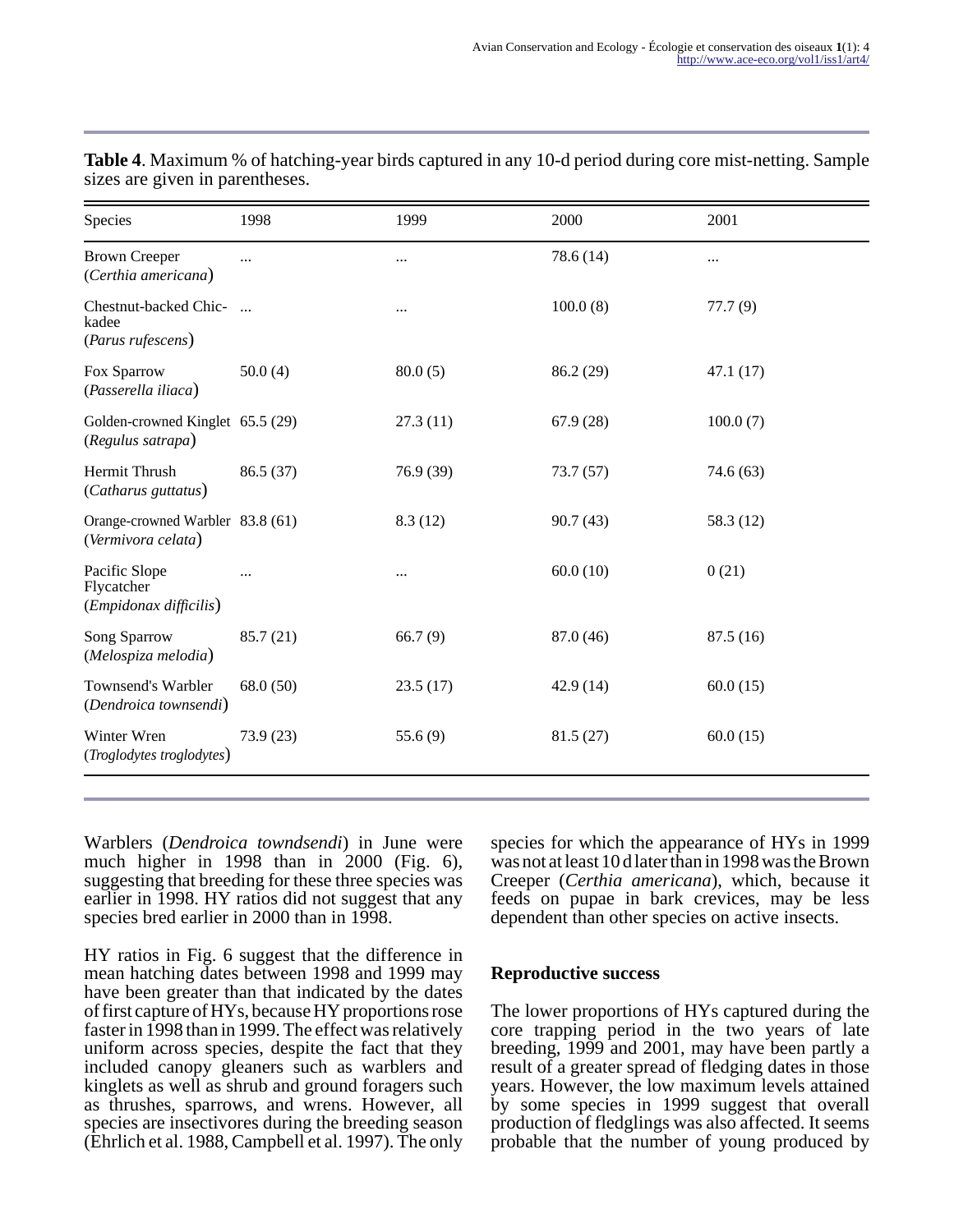**Table 4**. Maximum % of hatching-year birds captured in any 10-d period during core mist-netting. Sample sizes are given in parentheses.

| Species | 1998 | 1999 | 2000 | 2001 |
|---|---|---|---|---|
| Brown Creeper (*Certhia americana*) | ... | ... | 78.6 (14) | ... |
| Chestnut-backed Chickadee (*Parus rufescens*) | ... | ... | 100.0 (8) | 77.7 (9) |
| Fox Sparrow (*Passerella iliaca*) | 50.0 (4) | 80.0 (5) | 86.2 (29) | 47.1 (17) |
| Golden-crowned Kinglet (*Regulus satrapa*) | 65.5 (29) | 27.3 (11) | 67.9 (28) | 100.0 (7) |
| Hermit Thrush (*Catharus guttatus*) | 86.5 (37) | 76.9 (39) | 73.7 (57) | 74.6 (63) |
| Orange-crowned Warbler (*Vermivora celata*) | 83.8 (61) | 8.3 (12) | 90.7 (43) | 58.3 (12) |
| Pacific Slope Flycatcher (*Empidonax difficilis*) | ... | ... | 60.0 (10) | 0 (21) |
| Song Sparrow (*Melospiza melodia*) | 85.7 (21) | 66.7 (9) | 87.0 (46) | 87.5 (16) |
| Townsend's Warbler (*Dendroica townsendi*) | 68.0 (50) | 23.5 (17) | 42.9 (14) | 60.0 (15) |
| Winter Wren (*Troglodytes troglodytes*) | 73.9 (23) | 55.6 (9) | 81.5 (27) | 60.0 (15) |

Warblers (*Dendroica towndsendi*) in June were much higher in 1998 than in 2000 (Fig. 6), suggesting that breeding for these three species was earlier in 1998. HY ratios did not suggest that any species bred earlier in 2000 than in 1998.

HY ratios in Fig. 6 suggest that the difference in mean hatching dates between 1998 and 1999 may have been greater than that indicated by the dates of first capture of HYs, because HY proportions rose faster in 1998 than in 1999. The effect was relatively uniform across species, despite the fact that they included canopy gleaners such as warblers and kinglets as well as shrub and ground foragers such as thrushes, sparrows, and wrens. However, all species are insectivores during the breeding season (Ehrlich et al. 1988, Campbell et al. 1997). The only species for which the appearance of HYs in 1999 was not at least 10 d later than in 1998 was the Brown Creeper (*Certhia americana*), which, because it feeds on pupae in bark crevices, may be less dependent than other species on active insects.

### Reproductive success

The lower proportions of HYs captured during the core trapping period in the two years of late breeding, 1999 and 2001, may have been partly a result of a greater spread of fledging dates in those years. However, the low maximum levels attained by some species in 1999 suggest that overall production of fledglings was also affected. It seems probable that the number of young produced by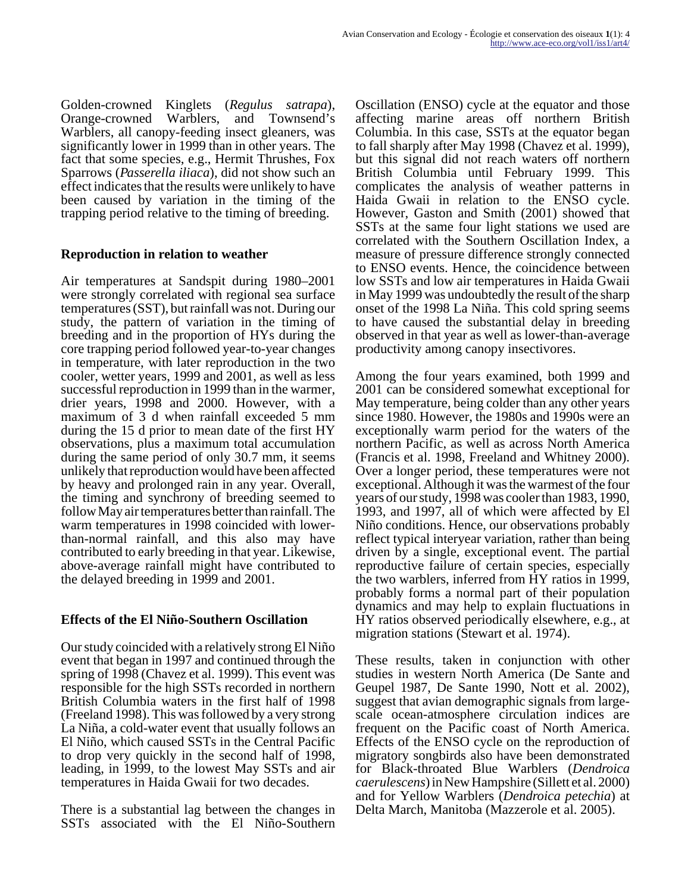Golden-crowned Kinglets (*Regulus satrapa*), Orange-crowned Warblers, and Townsend's Warblers, all canopy-feeding insect gleaners, was significantly lower in 1999 than in other years. The fact that some species, e.g., Hermit Thrushes, Fox Sparrows (*Passerella iliaca*), did not show such an effect indicates that the results were unlikely to have been caused by variation in the timing of the trapping period relative to the timing of breeding.

### Reproduction in relation to weather

Air temperatures at Sandspit during 1980–2001 were strongly correlated with regional sea surface temperatures (SST), but rainfall was not. During our study, the pattern of variation in the timing of breeding and in the proportion of HYs during the core trapping period followed year-to-year changes in temperature, with later reproduction in the two cooler, wetter years, 1999 and 2001, as well as less successful reproduction in 1999 than in the warmer, drier years, 1998 and 2000. However, with a maximum of 3 d when rainfall exceeded 5 mm during the 15 d prior to mean date of the first HY observations, plus a maximum total accumulation during the same period of only 30.7 mm, it seems unlikely that reproduction would have been affected by heavy and prolonged rain in any year. Overall, the timing and synchrony of breeding seemed to follow May air temperatures better than rainfall. The warm temperatures in 1998 coincided with lower-than-normal rainfall, and this also may have contributed to early breeding in that year. Likewise, above-average rainfall might have contributed to the delayed breeding in 1999 and 2001.

### Effects of the El Niño-Southern Oscillation

Our study coincided with a relatively strong El Niño event that began in 1997 and continued through the spring of 1998 (Chavez et al. 1999). This event was responsible for the high SSTs recorded in northern British Columbia waters in the first half of 1998 (Freeland 1998). This was followed by a very strong La Niña, a cold-water event that usually follows an El Niño, which caused SSTs in the Central Pacific to drop very quickly in the second half of 1998, leading, in 1999, to the lowest May SSTs and air temperatures in Haida Gwaii for two decades.

There is a substantial lag between the changes in SSTs associated with the El Niño-Southern Oscillation (ENSO) cycle at the equator and those affecting marine areas off northern British Columbia. In this case, SSTs at the equator began to fall sharply after May 1998 (Chavez et al. 1999), but this signal did not reach waters off northern British Columbia until February 1999. This complicates the analysis of weather patterns in Haida Gwaii in relation to the ENSO cycle. However, Gaston and Smith (2001) showed that SSTs at the same four light stations we used are correlated with the Southern Oscillation Index, a measure of pressure difference strongly connected to ENSO events. Hence, the coincidence between low SSTs and low air temperatures in Haida Gwaii in May 1999 was undoubtedly the result of the sharp onset of the 1998 La Niña. This cold spring seems to have caused the substantial delay in breeding observed in that year as well as lower-than-average productivity among canopy insectivores.

Among the four years examined, both 1999 and 2001 can be considered somewhat exceptional for May temperature, being colder than any other years since 1980. However, the 1980s and 1990s were an exceptionally warm period for the waters of the northern Pacific, as well as across North America (Francis et al. 1998, Freeland and Whitney 2000). Over a longer period, these temperatures were not exceptional. Although it was the warmest of the four years of our study, 1998 was cooler than 1983, 1990, 1993, and 1997, all of which were affected by El Niño conditions. Hence, our observations probably reflect typical interyear variation, rather than being driven by a single, exceptional event. The partial reproductive failure of certain species, especially the two warblers, inferred from HY ratios in 1999, probably forms a normal part of their population dynamics and may help to explain fluctuations in HY ratios observed periodically elsewhere, e.g., at migration stations (Stewart et al. 1974).

These results, taken in conjunction with other studies in western North America (De Sante and Geupel 1987, De Sante 1990, Nott et al. 2002), suggest that avian demographic signals from large-scale ocean-atmosphere circulation indices are frequent on the Pacific coast of North America. Effects of the ENSO cycle on the reproduction of migratory songbirds also have been demonstrated for Black-throated Blue Warblers (*Dendroica caerulescens*) in New Hampshire (Sillett et al. 2000) and for Yellow Warblers (*Dendroica petechia*) at Delta March, Manitoba (Mazzerole et al. 2005).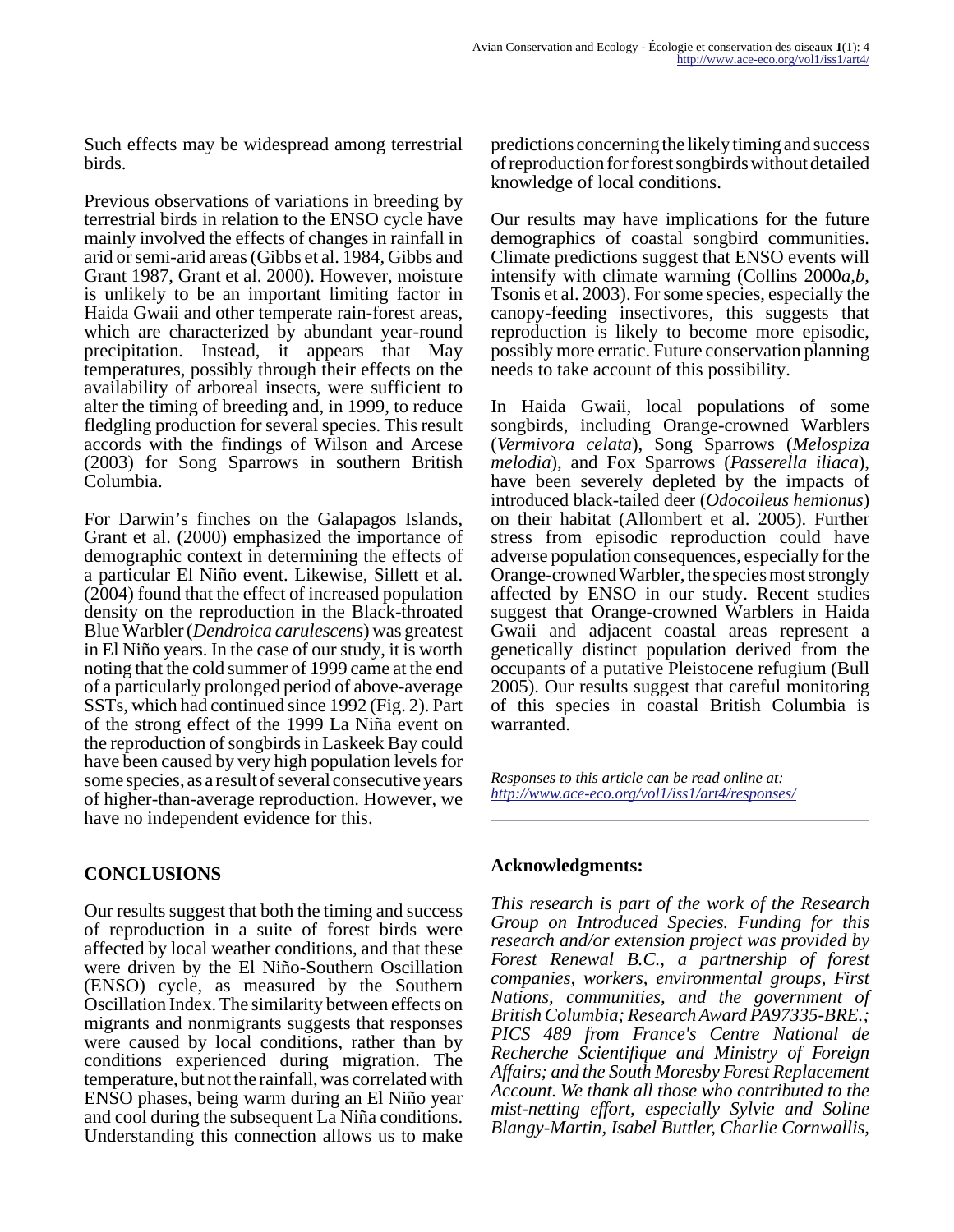Such effects may be widespread among terrestrial birds.

Previous observations of variations in breeding by terrestrial birds in relation to the ENSO cycle have mainly involved the effects of changes in rainfall in arid or semi-arid areas (Gibbs et al. 1984, Gibbs and Grant 1987, Grant et al. 2000). However, moisture is unlikely to be an important limiting factor in Haida Gwaii and other temperate rain-forest areas, which are characterized by abundant year-round precipitation. Instead, it appears that May temperatures, possibly through their effects on the availability of arboreal insects, were sufficient to alter the timing of breeding and, in 1999, to reduce fledgling production for several species. This result accords with the findings of Wilson and Arcese (2003) for Song Sparrows in southern British Columbia.

For Darwin's finches on the Galapagos Islands, Grant et al. (2000) emphasized the importance of demographic context in determining the effects of a particular El Niño event. Likewise, Sillett et al. (2004) found that the effect of increased population density on the reproduction in the Black-throated Blue Warbler (*Dendroica carulescens*) was greatest in El Niño years. In the case of our study, it is worth noting that the cold summer of 1999 came at the end of a particularly prolonged period of above-average SSTs, which had continued since 1992 (Fig. 2). Part of the strong effect of the 1999 La Niña event on the reproduction of songbirds in Laskeek Bay could have been caused by very high population levels for some species, as a result of several consecutive years of higher-than-average reproduction. However, we have no independent evidence for this.

## CONCLUSIONS

Our results suggest that both the timing and success of reproduction in a suite of forest birds were affected by local weather conditions, and that these were driven by the El Niño-Southern Oscillation (ENSO) cycle, as measured by the Southern Oscillation Index. The similarity between effects on migrants and nonmigrants suggests that responses were caused by local conditions, rather than by conditions experienced during migration. The temperature, but not the rainfall, was correlated with ENSO phases, being warm during an El Niño year and cool during the subsequent La Niña conditions. Understanding this connection allows us to make predictions concerning the likely timing and success of reproduction for forest songbirds without detailed knowledge of local conditions.

Our results may have implications for the future demographics of coastal songbird communities. Climate predictions suggest that ENSO events will intensify with climate warming (Collins 2000*a,b*, Tsonis et al. 2003). For some species, especially the canopy-feeding insectivores, this suggests that reproduction is likely to become more episodic, possibly more erratic. Future conservation planning needs to take account of this possibility.

In Haida Gwaii, local populations of some songbirds, including Orange-crowned Warblers (*Vermivora celata*), Song Sparrows (*Melospiza melodia*), and Fox Sparrows (*Passerella iliaca*), have been severely depleted by the impacts of introduced black-tailed deer (*Odocoileus hemionus*) on their habitat (Allombert et al. 2005). Further stress from episodic reproduction could have adverse population consequences, especially for the Orange-crowned Warbler, the species most strongly affected by ENSO in our study. Recent studies suggest that Orange-crowned Warblers in Haida Gwaii and adjacent coastal areas represent a genetically distinct population derived from the occupants of a putative Pleistocene refugium (Bull 2005). Our results suggest that careful monitoring of this species in coastal British Columbia is warranted.

*Responses to this article can be read online at: http://www.ace-eco.org/vol1/iss1/art4/responses/*

## Acknowledgments:

*This research is part of the work of the Research Group on Introduced Species. Funding for this research and/or extension project was provided by Forest Renewal B.C., a partnership of forest companies, workers, environmental groups, First Nations, communities, and the government of British Columbia; Research Award PA97335-BRE.; PICS 489 from France's Centre National de Recherche Scientifique and Ministry of Foreign Affairs; and the South Moresby Forest Replacement Account. We thank all those who contributed to the mist-netting effort, especially Sylvie and Soline Blangy-Martin, Isabel Buttler, Charlie Cornwallis,*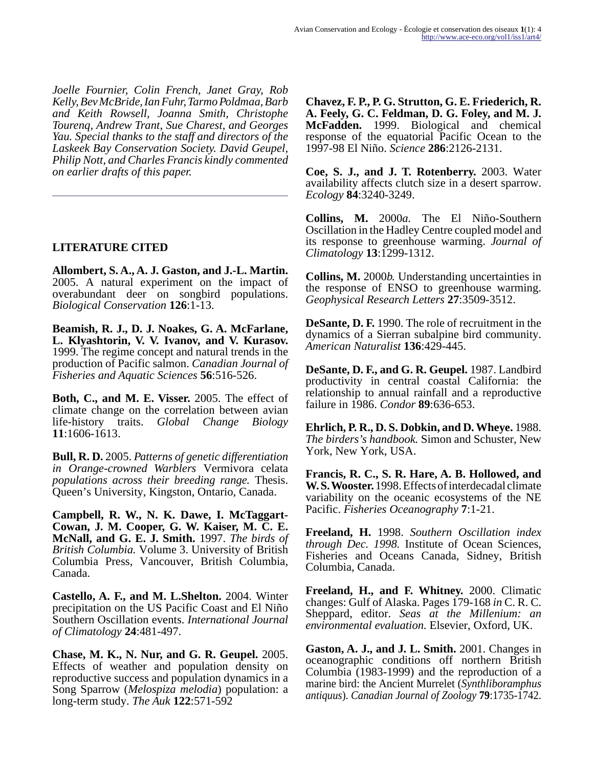*Joelle Fournier, Colin French, Janet Gray, Rob Kelly, Bev McBride, Ian Fuhr, Tarmo Poldmaa, Barb and Keith Rowsell, Joanna Smith, Christophe Tourenq, Andrew Trant, Sue Charest, and Georges Yau. Special thanks to the staff and directors of the Laskeek Bay Conservation Society. David Geupel, Philip Nott, and Charles Francis kindly commented on earlier drafts of this paper.*

---

## LITERATURE CITED

**Allombert, S. A., A. J. Gaston, and J.-L. Martin.** 2005. A natural experiment on the impact of overabundant deer on songbird populations. *Biological Conservation* **126**:1-13.

**Beamish, R. J., D. J. Noakes, G. A. McFarlane, L. Klyashtorin, V. V. Ivanov, and V. Kurasov.** 1999. The regime concept and natural trends in the production of Pacific salmon. *Canadian Journal of Fisheries and Aquatic Sciences* **56**:516-526.

**Both, C., and M. E. Visser.** 2005. The effect of climate change on the correlation between avian life-history traits. *Global Change Biology* **11**:1606-1613.

**Bull, R. D.** 2005. *Patterns of genetic differentiation in Orange-crowned Warblers* Vermivora celata *populations across their breeding range.* Thesis. Queen's University, Kingston, Ontario, Canada.

**Campbell, R. W., N. K. Dawe, I. McTaggart-Cowan, J. M. Cooper, G. W. Kaiser, M. C. E. McNall, and G. E. J. Smith.** 1997. *The birds of British Columbia.* Volume 3. University of British Columbia Press, Vancouver, British Columbia, Canada.

**Castello, A. F., and M. L.Shelton.** 2004. Winter precipitation on the US Pacific Coast and El Niño Southern Oscillation events. *International Journal of Climatology* **24**:481-497.

**Chase, M. K., N. Nur, and G. R. Geupel.** 2005. Effects of weather and population density on reproductive success and population dynamics in a Song Sparrow (*Melospiza melodia*) population: a long-term study. *The Auk* **122**:571-592

**Chavez, F. P., P. G. Strutton, G. E. Friederich, R. A. Feely, G. C. Feldman, D. G. Foley, and M. J. McFadden.** 1999. Biological and chemical response of the equatorial Pacific Ocean to the 1997-98 El Niño. *Science* **286**:2126-2131.

**Coe, S. J., and J. T. Rotenberry.** 2003. Water availability affects clutch size in a desert sparrow. *Ecology* **84**:3240-3249.

**Collins, M.** 2000*a*. The El Niño-Southern Oscillation in the Hadley Centre coupled model and its response to greenhouse warming. *Journal of Climatology* **13**:1299-1312.

**Collins, M.** 2000*b*. Understanding uncertainties in the response of ENSO to greenhouse warming. *Geophysical Research Letters* **27**:3509-3512.

**DeSante, D. F.** 1990. The role of recruitment in the dynamics of a Sierran subalpine bird community. *American Naturalist* **136**:429-445.

**DeSante, D. F., and G. R. Geupel.** 1987. Landbird productivity in central coastal California: the relationship to annual rainfall and a reproductive failure in 1986. *Condor* **89**:636-653.

**Ehrlich, P. R., D. S. Dobkin, and D. Wheye.** 1988. *The birders's handbook.* Simon and Schuster, New York, New York, USA.

**Francis, R. C., S. R. Hare, A. B. Hollowed, and W. S. Wooster.** 1998. Effects of interdecadal climate variability on the oceanic ecosystems of the NE Pacific. *Fisheries Oceanography* **7**:1-21.

**Freeland, H.** 1998. *Southern Oscillation index through Dec. 1998.* Institute of Ocean Sciences, Fisheries and Oceans Canada, Sidney, British Columbia, Canada.

**Freeland, H., and F. Whitney.** 2000. Climatic changes: Gulf of Alaska. Pages 179-168 *in* C. R. C. Sheppard, editor. *Seas at the Millenium: an environmental evaluation.* Elsevier, Oxford, UK.

**Gaston, A. J., and J. L. Smith.** 2001. Changes in oceanographic conditions off northern British Columbia (1983-1999) and the reproduction of a marine bird: the Ancient Murrelet (*Synthliboramphus antiquus*). *Canadian Journal of Zoology* **79**:1735-1742.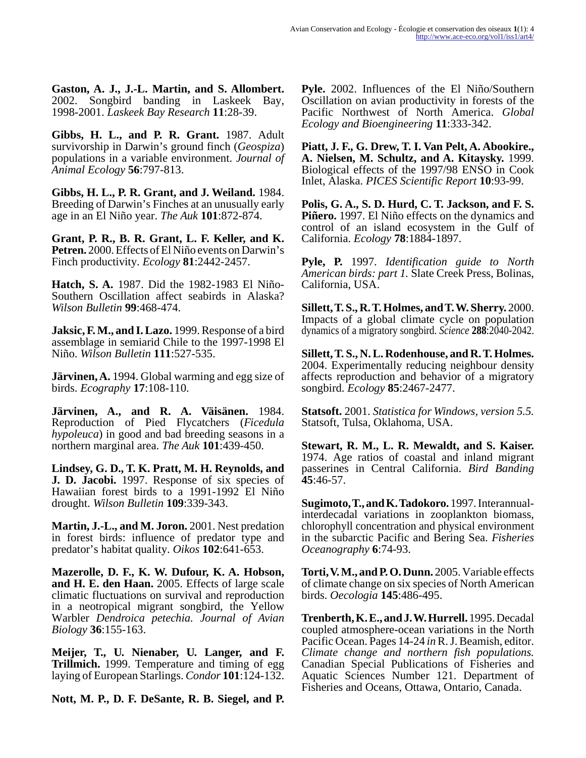**Gaston, A. J., J.-L. Martin, and S. Allombert.** 2002. Songbird banding in Laskeek Bay, 1998-2001. *Laskeek Bay Research* **11**:28-39.

**Gibbs, H. L., and P. R. Grant.** 1987. Adult survivorship in Darwin's ground finch (*Geospiza*) populations in a variable environment. *Journal of Animal Ecology* **56**:797-813.

**Gibbs, H. L., P. R. Grant, and J. Weiland.** 1984. Breeding of Darwin's Finches at an unusually early age in an El Niño year. *The Auk* **101**:872-874.

**Grant, P. R., B. R. Grant, L. F. Keller, and K. Petren.** 2000. Effects of El Niño events on Darwin's Finch productivity. *Ecology* **81**:2442-2457.

**Hatch, S. A.** 1987. Did the 1982-1983 El Niño-Southern Oscillation affect seabirds in Alaska? *Wilson Bulletin* **99**:468-474.

**Jaksic, F. M., and I. Lazo.** 1999. Response of a bird assemblage in semiarid Chile to the 1997-1998 El Niño. *Wilson Bulletin* **111**:527-535.

**Järvinen, A.** 1994. Global warming and egg size of birds. *Ecography* **17**:108-110.

**Järvinen, A., and R. A. Väisänen.** 1984. Reproduction of Pied Flycatchers (*Ficedula hypoleuca*) in good and bad breeding seasons in a northern marginal area. *The Auk* **101**:439-450.

**Lindsey, G. D., T. K. Pratt, M. H. Reynolds, and J. D. Jacobi.** 1997. Response of six species of Hawaiian forest birds to a 1991-1992 El Niño drought. *Wilson Bulletin* **109**:339-343.

**Martin, J.-L., and M. Joron.** 2001. Nest predation in forest birds: influence of predator type and predator's habitat quality. *Oikos* **102**:641-653.

**Mazerolle, D. F., K. W. Dufour, K. A. Hobson, and H. E. den Haan.** 2005. Effects of large scale climatic fluctuations on survival and reproduction in a neotropical migrant songbird, the Yellow Warbler *Dendroica petechia*. *Journal of Avian Biology* **36**:155-163.

**Meijer, T., U. Nienaber, U. Langer, and F. Trillmich.** 1999. Temperature and timing of egg laying of European Starlings. *Condor* **101**:124-132.

**Nott, M. P., D. F. DeSante, R. B. Siegel, and P. Pyle.** 2002. Influences of the El Niño/Southern Oscillation on avian productivity in forests of the Pacific Northwest of North America. *Global Ecology and Bioengineering* **11**:333-342.

**Piatt, J. F., G. Drew, T. I. Van Pelt, A. Abookire., A. Nielsen, M. Schultz, and A. Kitaysky.** 1999. Biological effects of the 1997/98 ENSO in Cook Inlet, Alaska. *PICES Scientific Report* **10**:93-99.

**Polis, G. A., S. D. Hurd, C. T. Jackson, and F. S. Piñero.** 1997. El Niño effects on the dynamics and control of an island ecosystem in the Gulf of California. *Ecology* **78**:1884-1897.

**Pyle, P.** 1997. *Identification guide to North American birds: part 1.* Slate Creek Press, Bolinas, California, USA.

**Sillett, T. S., R. T. Holmes, and T. W. Sherry.** 2000. Impacts of a global climate cycle on population dynamics of a migratory songbird. *Science* **288**:2040-2042.

**Sillett, T. S., N. L. Rodenhouse, and R. T. Holmes.** 2004. Experimentally reducing neighbour density affects reproduction and behavior of a migratory songbird. *Ecology* **85**:2467-2477.

**Statsoft.** 2001. *Statistica for Windows, version 5.5.* Statsoft, Tulsa, Oklahoma, USA.

**Stewart, R. M., L. R. Mewaldt, and S. Kaiser.** 1974. Age ratios of coastal and inland migrant passerines in Central California. *Bird Banding* **45**:46-57.

**Sugimoto, T., and K. Tadokoro.** 1997. Interannual-interdecadal variations in zooplankton biomass, chlorophyll concentration and physical environment in the subarctic Pacific and Bering Sea. *Fisheries Oceanography* **6**:74-93.

**Torti, V. M., and P. O. Dunn.** 2005. Variable effects of climate change on six species of North American birds. *Oecologia* **145**:486-495.

**Trenberth, K. E., and J. W. Hurrell.** 1995. Decadal coupled atmosphere-ocean variations in the North Pacific Ocean. Pages 14-24 *in* R. J. Beamish, editor. *Climate change and northern fish populations.* Canadian Special Publications of Fisheries and Aquatic Sciences Number 121. Department of Fisheries and Oceans, Ottawa, Ontario, Canada.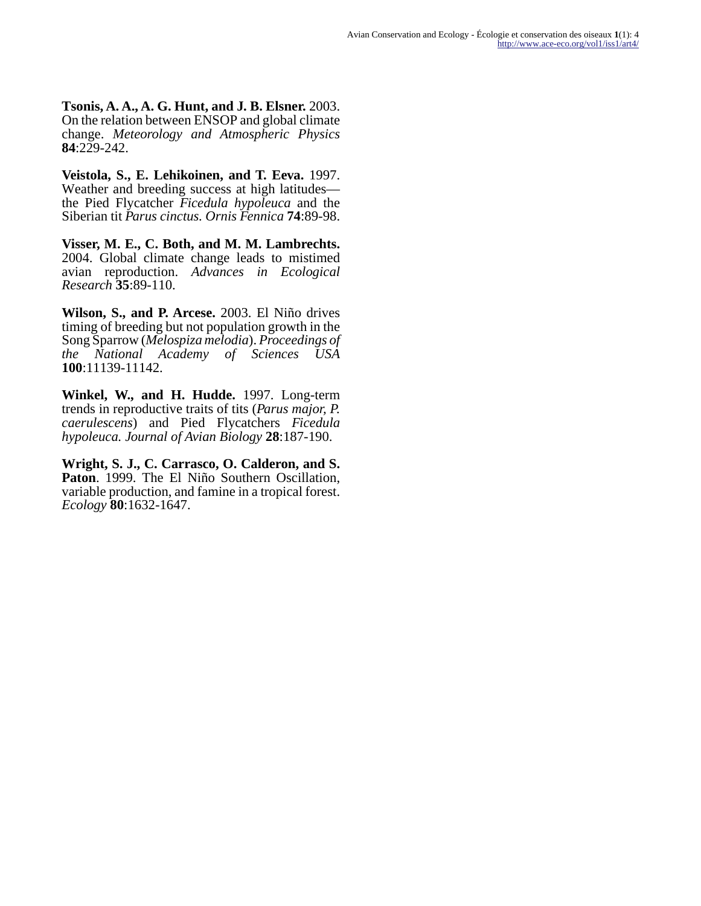**Tsonis, A. A., A. G. Hunt, and J. B. Elsner.** 2003. On the relation between ENSOP and global climate change. *Meteorology and Atmospheric Physics* **84**:229-242.

**Veistola, S., E. Lehikoinen, and T. Eeva.** 1997. Weather and breeding success at high latitudes—the Pied Flycatcher *Ficedula hypoleuca* and the Siberian tit *Parus cinctus. Ornis Fennica* **74**:89-98.

**Visser, M. E., C. Both, and M. M. Lambrechts.** 2004. Global climate change leads to mistimed avian reproduction. *Advances in Ecological Research* **35**:89-110.

**Wilson, S., and P. Arcese.** 2003. El Niño drives timing of breeding but not population growth in the Song Sparrow (*Melospiza melodia*). *Proceedings of the National Academy of Sciences USA* **100**:11139-11142.

**Winkel, W., and H. Hudde.** 1997. Long-term trends in reproductive traits of tits (*Parus major, P. caerulescens*) and Pied Flycatchers *Ficedula hypoleuca. Journal of Avian Biology* **28**:187-190.

**Wright, S. J., C. Carrasco, O. Calderon, and S. Paton**. 1999. The El Niño Southern Oscillation, variable production, and famine in a tropical forest. *Ecology* **80**:1632-1647.